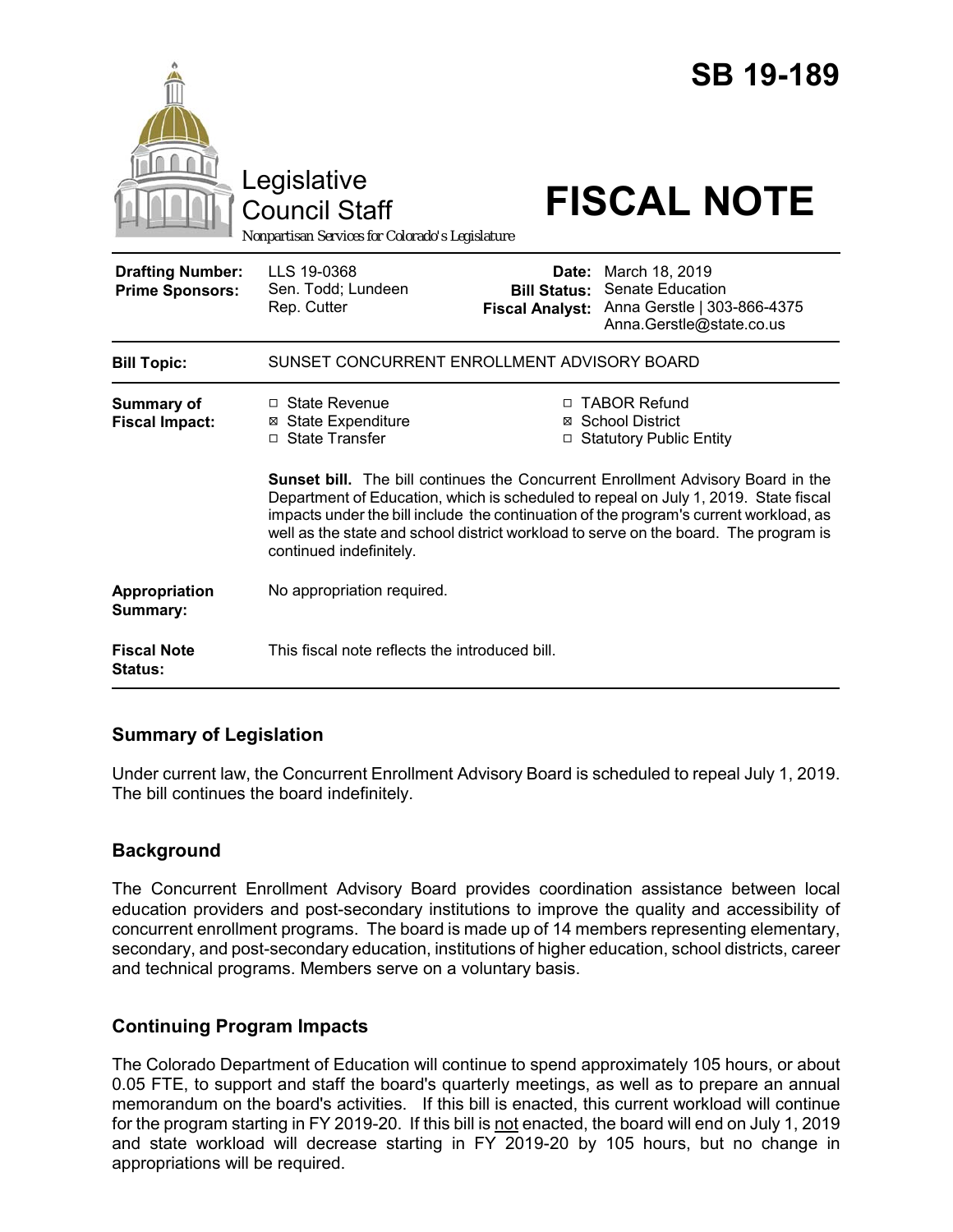# SB 19-189

Legislative Council Staff

Nonpartisan Services for Colorado's Legislature

# FISCAL NOTE

| | | | |
|---|---|---|---|
| **Drafting Number:** | LLS 19-0368 | **Date:** | March 18, 2019 |
| **Prime Sponsors:** | Sen. Todd; Lundeen<br>Rep. Cutter | **Bill Status:** | Senate Education |
| | | **Fiscal Analyst:** | Anna Gerstle \| 303-866-4375<br>Anna.Gerstle@state.co.us |

| | |
|---|---|
| **Bill Topic:** | SUNSET CONCURRENT ENROLLMENT ADVISORY BOARD |
| **Summary of Fiscal Impact:** | ☐ State Revenue<br>☒ State Expenditure<br>☐ State Transfer<br>☐ TABOR Refund<br>☒ School District<br>☐ Statutory Public Entity<br><br>**Sunset bill.** The bill continues the Concurrent Enrollment Advisory Board in the Department of Education, which is scheduled to repeal on July 1, 2019. State fiscal impacts under the bill include the continuation of the program's current workload, as well as the state and school district workload to serve on the board. The program is continued indefinitely. |
| **Appropriation Summary:** | No appropriation required. |
| **Fiscal Note Status:** | This fiscal note reflects the introduced bill. |

## Summary of Legislation

Under current law, the Concurrent Enrollment Advisory Board is scheduled to repeal July 1, 2019. The bill continues the board indefinitely.

## Background

The Concurrent Enrollment Advisory Board provides coordination assistance between local education providers and post-secondary institutions to improve the quality and accessibility of concurrent enrollment programs. The board is made up of 14 members representing elementary, secondary, and post-secondary education, institutions of higher education, school districts, career and technical programs. Members serve on a voluntary basis.

## Continuing Program Impacts

The Colorado Department of Education will continue to spend approximately 105 hours, or about 0.05 FTE, to support and staff the board's quarterly meetings, as well as to prepare an annual memorandum on the board's activities. If this bill is enacted, this current workload will continue for the program starting in FY 2019-20. If this bill is not enacted, the board will end on July 1, 2019 and state workload will decrease starting in FY 2019-20 by 105 hours, but no change in appropriations will be required.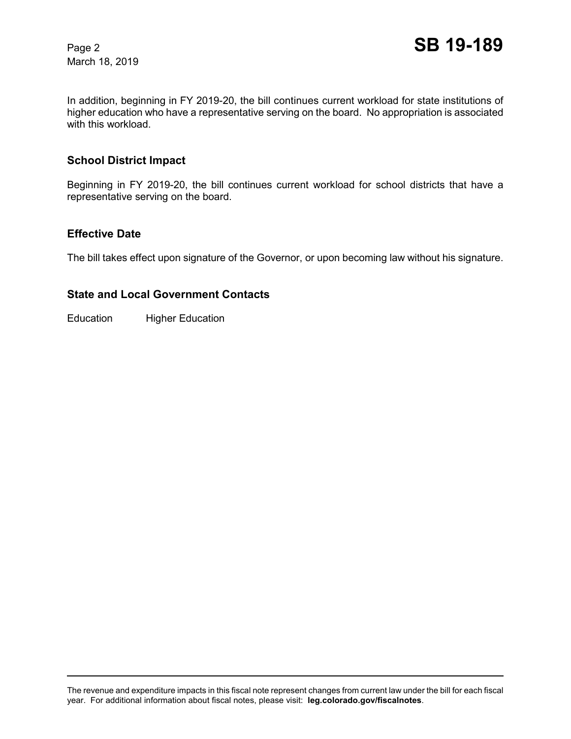In addition, beginning in FY 2019-20, the bill continues current workload for state institutions of higher education who have a representative serving on the board. No appropriation is associated with this workload.

## School District Impact

Beginning in FY 2019-20, the bill continues current workload for school districts that have a representative serving on the board.

## Effective Date

The bill takes effect upon signature of the Governor, or upon becoming law without his signature.

## State and Local Government Contacts

Education     Higher Education

The revenue and expenditure impacts in this fiscal note represent changes from current law under the bill for each fiscal year. For additional information about fiscal notes, please visit: **leg.colorado.gov/fiscalnotes**.